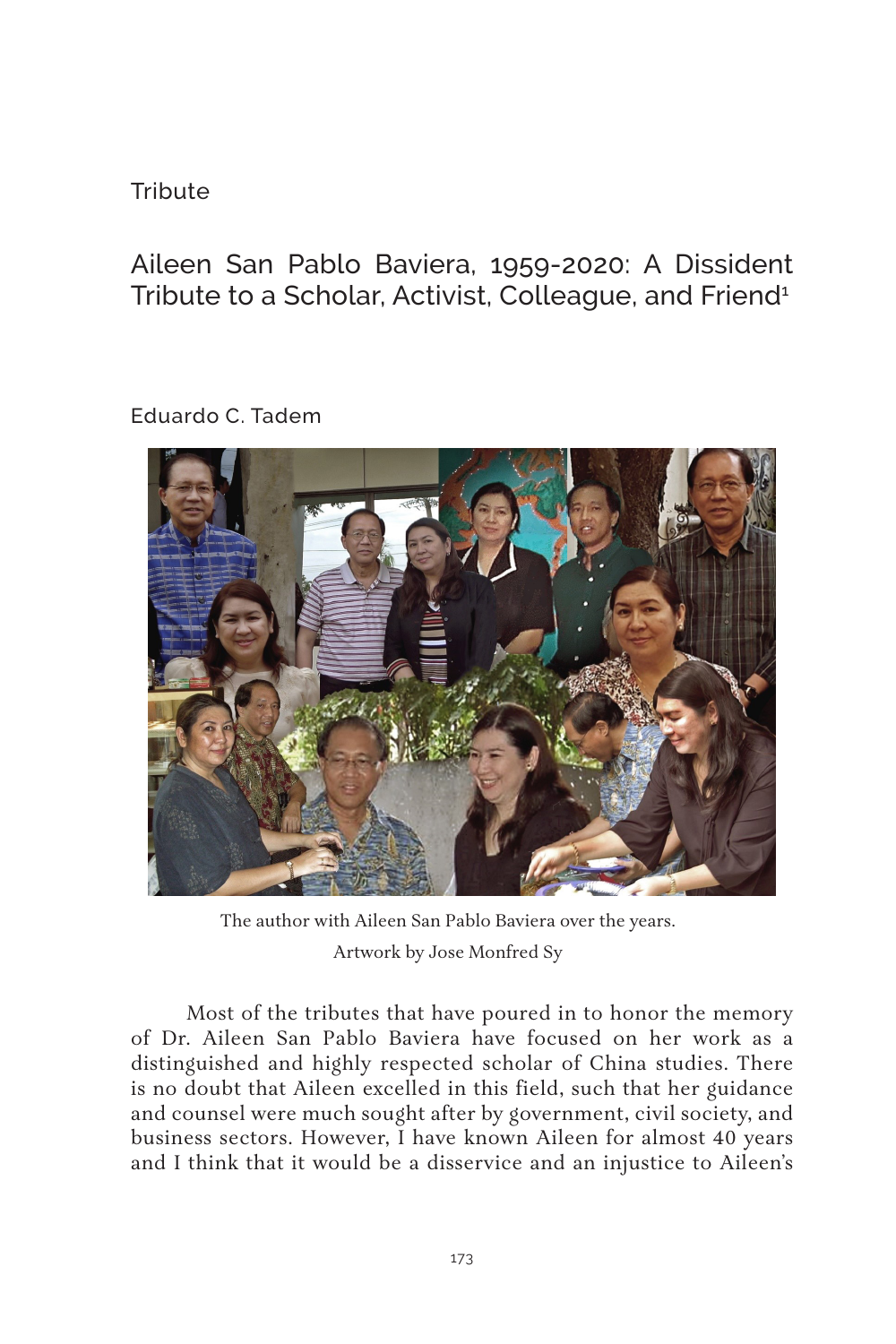Tribute

# Aileen San Pablo Baviera, 1959-2020: A Dissident Tribute to a Scholar, Activist, Colleague, and Friend[1]

Eduardo C. Tadem

The author with Aileen San Pablo Baviera over the years.

Artwork by Jose Monfred Sy

Most of the tributes that have poured in to honor the memory of Dr. Aileen San Pablo Baviera have focused on her work as a distinguished and highly respected scholar of China studies. There is no doubt that Aileen excelled in this field, such that her guidance and counsel were much sought after by government, civil society, and business sectors. However, I have known Aileen for almost 40 years and I think that it would be a disservice and an injustice to Aileen's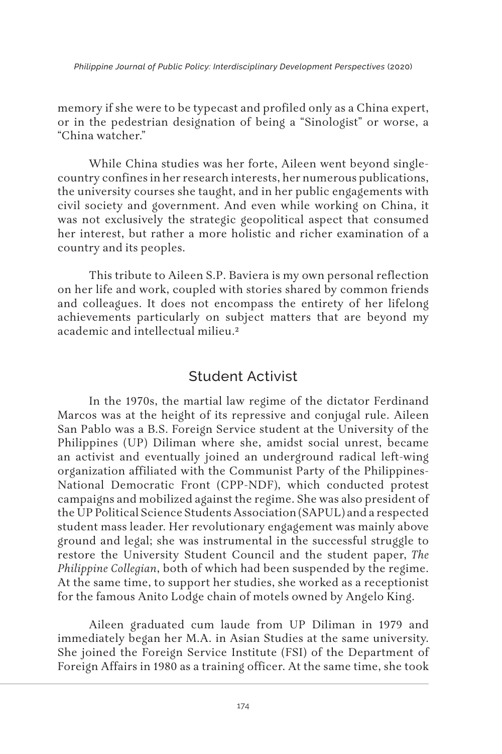memory if she were to be typecast and profiled only as a China expert, or in the pedestrian designation of being a "Sinologist" or worse, a "China watcher."

While China studies was her forte, Aileen went beyond single-country confines in her research interests, her numerous publications, the university courses she taught, and in her public engagements with civil society and government. And even while working on China, it was not exclusively the strategic geopolitical aspect that consumed her interest, but rather a more holistic and richer examination of a country and its peoples.

This tribute to Aileen S.P. Baviera is my own personal reflection on her life and work, coupled with stories shared by common friends and colleagues. It does not encompass the entirety of her lifelong achievements particularly on subject matters that are beyond my academic and intellectual milieu.[2]

## Student Activist

In the 1970s, the martial law regime of the dictator Ferdinand Marcos was at the height of its repressive and conjugal rule. Aileen San Pablo was a B.S. Foreign Service student at the University of the Philippines (UP) Diliman where she, amidst social unrest, became an activist and eventually joined an underground radical left-wing organization affiliated with the Communist Party of the Philippines-National Democratic Front (CPP-NDF), which conducted protest campaigns and mobilized against the regime. She was also president of the UP Political Science Students Association (SAPUL) and a respected student mass leader. Her revolutionary engagement was mainly above ground and legal; she was instrumental in the successful struggle to restore the University Student Council and the student paper, *The Philippine Collegian*, both of which had been suspended by the regime. At the same time, to support her studies, she worked as a receptionist for the famous Anito Lodge chain of motels owned by Angelo King.

Aileen graduated cum laude from UP Diliman in 1979 and immediately began her M.A. in Asian Studies at the same university. She joined the Foreign Service Institute (FSI) of the Department of Foreign Affairs in 1980 as a training officer. At the same time, she took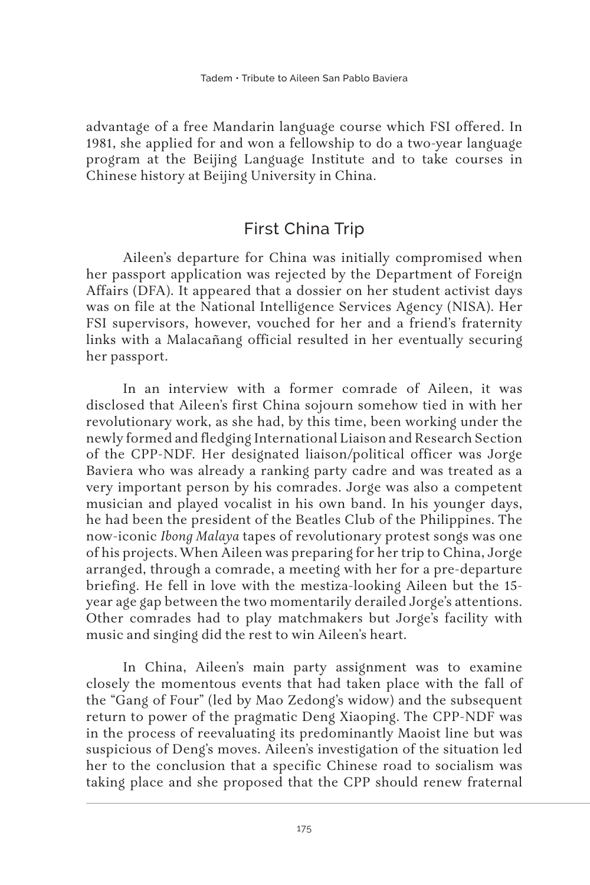advantage of a free Mandarin language course which FSI offered. In 1981, she applied for and won a fellowship to do a two-year language program at the Beijing Language Institute and to take courses in Chinese history at Beijing University in China.

## First China Trip

Aileen's departure for China was initially compromised when her passport application was rejected by the Department of Foreign Affairs (DFA). It appeared that a dossier on her student activist days was on file at the National Intelligence Services Agency (NISA). Her FSI supervisors, however, vouched for her and a friend's fraternity links with a Malacañang official resulted in her eventually securing her passport.

In an interview with a former comrade of Aileen, it was disclosed that Aileen's first China sojourn somehow tied in with her revolutionary work, as she had, by this time, been working under the newly formed and fledging International Liaison and Research Section of the CPP-NDF. Her designated liaison/political officer was Jorge Baviera who was already a ranking party cadre and was treated as a very important person by his comrades. Jorge was also a competent musician and played vocalist in his own band. In his younger days, he had been the president of the Beatles Club of the Philippines. The now-iconic *Ibong Malaya* tapes of revolutionary protest songs was one of his projects. When Aileen was preparing for her trip to China, Jorge arranged, through a comrade, a meeting with her for a pre-departure briefing. He fell in love with the mestiza-looking Aileen but the 15-year age gap between the two momentarily derailed Jorge's attentions. Other comrades had to play matchmakers but Jorge's facility with music and singing did the rest to win Aileen's heart.

In China, Aileen's main party assignment was to examine closely the momentous events that had taken place with the fall of the "Gang of Four" (led by Mao Zedong's widow) and the subsequent return to power of the pragmatic Deng Xiaoping. The CPP-NDF was in the process of reevaluating its predominantly Maoist line but was suspicious of Deng's moves. Aileen's investigation of the situation led her to the conclusion that a specific Chinese road to socialism was taking place and she proposed that the CPP should renew fraternal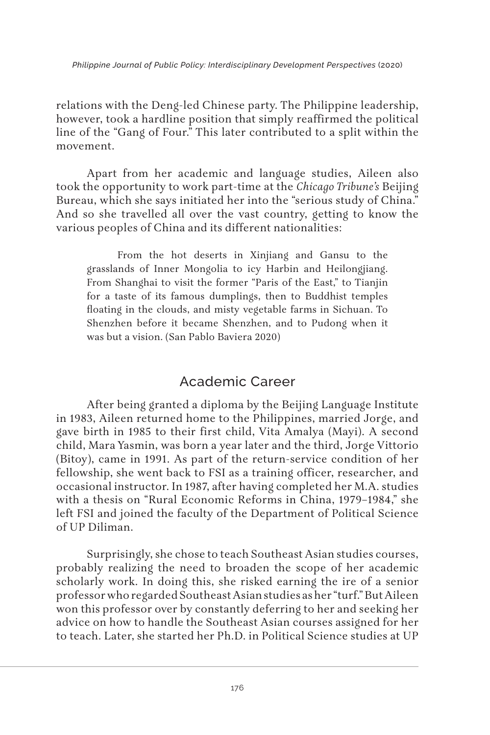relations with the Deng-led Chinese party. The Philippine leadership, however, took a hardline position that simply reaffirmed the political line of the "Gang of Four." This later contributed to a split within the movement.

Apart from her academic and language studies, Aileen also took the opportunity to work part-time at the *Chicago Tribune's* Beijing Bureau, which she says initiated her into the "serious study of China." And so she travelled all over the vast country, getting to know the various peoples of China and its different nationalities:

> From the hot deserts in Xinjiang and Gansu to the grasslands of Inner Mongolia to icy Harbin and Heilongjiang. From Shanghai to visit the former "Paris of the East," to Tianjin for a taste of its famous dumplings, then to Buddhist temples floating in the clouds, and misty vegetable farms in Sichuan. To Shenzhen before it became Shenzhen, and to Pudong when it was but a vision. (San Pablo Baviera 2020)

## Academic Career

After being granted a diploma by the Beijing Language Institute in 1983, Aileen returned home to the Philippines, married Jorge, and gave birth in 1985 to their first child, Vita Amalya (Mayi). A second child, Mara Yasmin, was born a year later and the third, Jorge Vittorio (Bitoy), came in 1991. As part of the return-service condition of her fellowship, she went back to FSI as a training officer, researcher, and occasional instructor. In 1987, after having completed her M.A. studies with a thesis on "Rural Economic Reforms in China, 1979–1984," she left FSI and joined the faculty of the Department of Political Science of UP Diliman.

Surprisingly, she chose to teach Southeast Asian studies courses, probably realizing the need to broaden the scope of her academic scholarly work. In doing this, she risked earning the ire of a senior professor who regarded Southeast Asian studies as her "turf." But Aileen won this professor over by constantly deferring to her and seeking her advice on how to handle the Southeast Asian courses assigned for her to teach. Later, she started her Ph.D. in Political Science studies at UP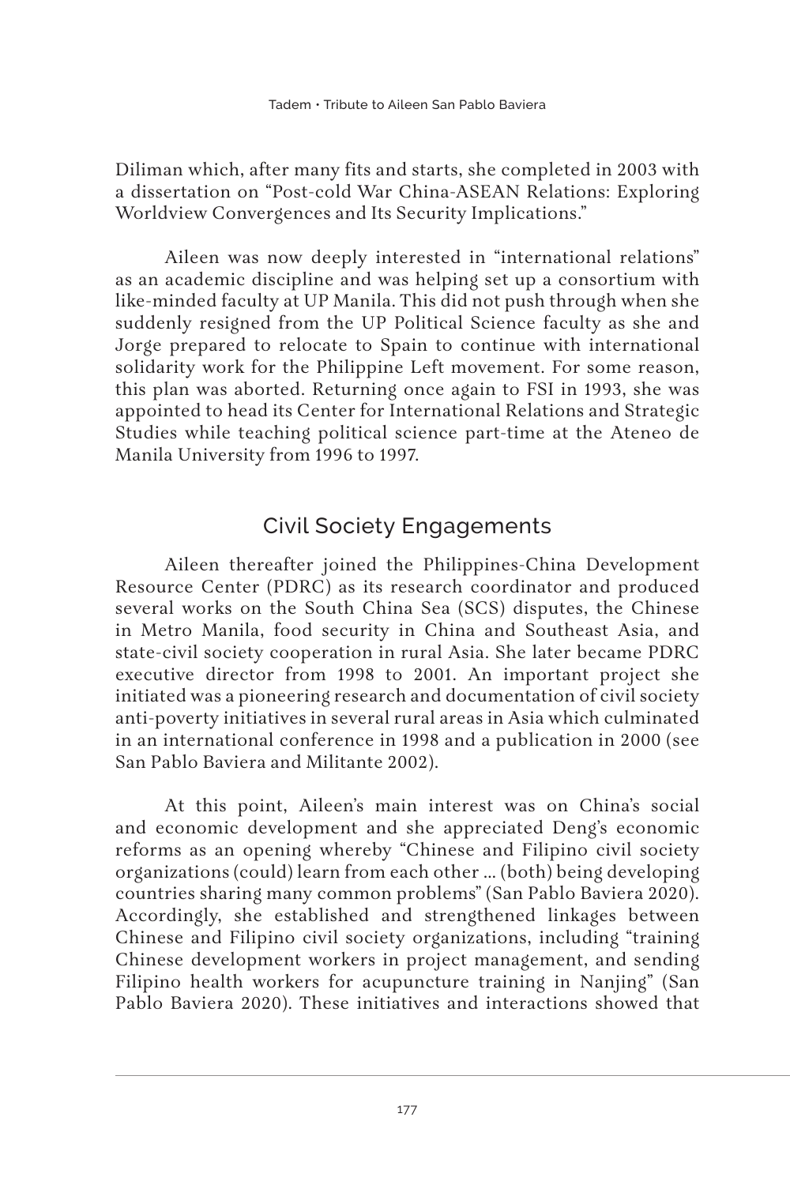Diliman which, after many fits and starts, she completed in 2003 with a dissertation on "Post-cold War China-ASEAN Relations: Exploring Worldview Convergences and Its Security Implications."

Aileen was now deeply interested in "international relations" as an academic discipline and was helping set up a consortium with like-minded faculty at UP Manila. This did not push through when she suddenly resigned from the UP Political Science faculty as she and Jorge prepared to relocate to Spain to continue with international solidarity work for the Philippine Left movement. For some reason, this plan was aborted. Returning once again to FSI in 1993, she was appointed to head its Center for International Relations and Strategic Studies while teaching political science part-time at the Ateneo de Manila University from 1996 to 1997.

## Civil Society Engagements

Aileen thereafter joined the Philippines-China Development Resource Center (PDRC) as its research coordinator and produced several works on the South China Sea (SCS) disputes, the Chinese in Metro Manila, food security in China and Southeast Asia, and state-civil society cooperation in rural Asia. She later became PDRC executive director from 1998 to 2001. An important project she initiated was a pioneering research and documentation of civil society anti-poverty initiatives in several rural areas in Asia which culminated in an international conference in 1998 and a publication in 2000 (see San Pablo Baviera and Militante 2002).

At this point, Aileen's main interest was on China's social and economic development and she appreciated Deng's economic reforms as an opening whereby "Chinese and Filipino civil society organizations (could) learn from each other … (both) being developing countries sharing many common problems" (San Pablo Baviera 2020). Accordingly, she established and strengthened linkages between Chinese and Filipino civil society organizations, including "training Chinese development workers in project management, and sending Filipino health workers for acupuncture training in Nanjing" (San Pablo Baviera 2020). These initiatives and interactions showed that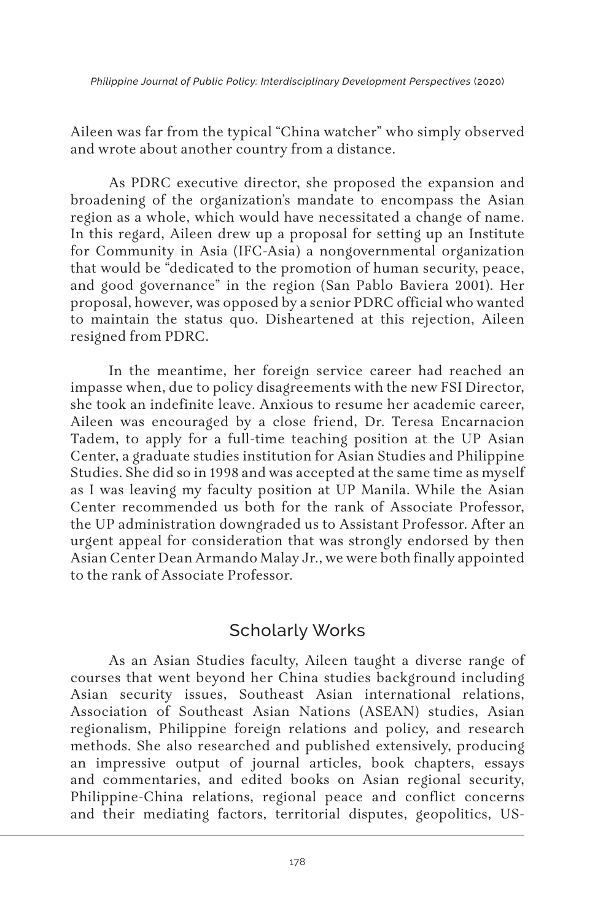Aileen was far from the typical "China watcher" who simply observed and wrote about another country from a distance.

As PDRC executive director, she proposed the expansion and broadening of the organization's mandate to encompass the Asian region as a whole, which would have necessitated a change of name. In this regard, Aileen drew up a proposal for setting up an Institute for Community in Asia (IFC-Asia) a nongovernmental organization that would be "dedicated to the promotion of human security, peace, and good governance" in the region (San Pablo Baviera 2001). Her proposal, however, was opposed by a senior PDRC official who wanted to maintain the status quo. Disheartened at this rejection, Aileen resigned from PDRC.

In the meantime, her foreign service career had reached an impasse when, due to policy disagreements with the new FSI Director, she took an indefinite leave. Anxious to resume her academic career, Aileen was encouraged by a close friend, Dr. Teresa Encarnacion Tadem, to apply for a full-time teaching position at the UP Asian Center, a graduate studies institution for Asian Studies and Philippine Studies. She did so in 1998 and was accepted at the same time as myself as I was leaving my faculty position at UP Manila. While the Asian Center recommended us both for the rank of Associate Professor, the UP administration downgraded us to Assistant Professor. After an urgent appeal for consideration that was strongly endorsed by then Asian Center Dean Armando Malay Jr., we were both finally appointed to the rank of Associate Professor.

## Scholarly Works

As an Asian Studies faculty, Aileen taught a diverse range of courses that went beyond her China studies background including Asian security issues, Southeast Asian international relations, Association of Southeast Asian Nations (ASEAN) studies, Asian regionalism, Philippine foreign relations and policy, and research methods. She also researched and published extensively, producing an impressive output of journal articles, book chapters, essays and commentaries, and edited books on Asian regional security, Philippine-China relations, regional peace and conflict concerns and their mediating factors, territorial disputes, geopolitics, US-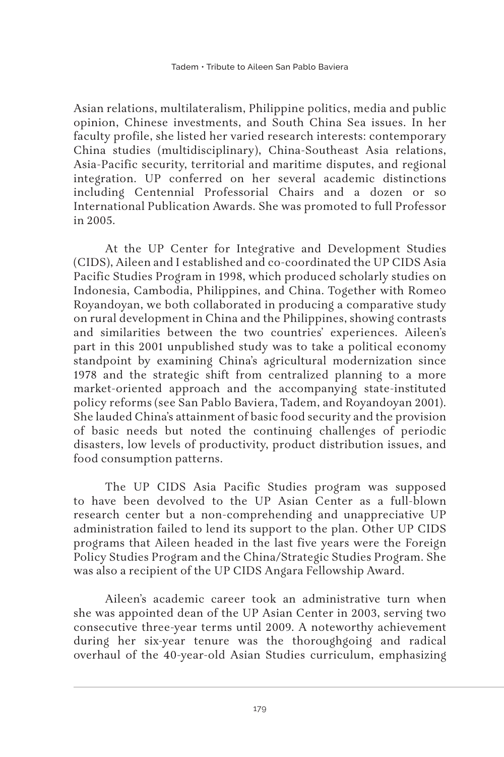Asian relations, multilateralism, Philippine politics, media and public opinion, Chinese investments, and South China Sea issues. In her faculty profile, she listed her varied research interests: contemporary China studies (multidisciplinary), China-Southeast Asia relations, Asia-Pacific security, territorial and maritime disputes, and regional integration. UP conferred on her several academic distinctions including Centennial Professorial Chairs and a dozen or so International Publication Awards. She was promoted to full Professor in 2005.

At the UP Center for Integrative and Development Studies (CIDS), Aileen and I established and co-coordinated the UP CIDS Asia Pacific Studies Program in 1998, which produced scholarly studies on Indonesia, Cambodia, Philippines, and China. Together with Romeo Royandoyan, we both collaborated in producing a comparative study on rural development in China and the Philippines, showing contrasts and similarities between the two countries' experiences. Aileen's part in this 2001 unpublished study was to take a political economy standpoint by examining China's agricultural modernization since 1978 and the strategic shift from centralized planning to a more market-oriented approach and the accompanying state-instituted policy reforms (see San Pablo Baviera, Tadem, and Royandoyan 2001). She lauded China's attainment of basic food security and the provision of basic needs but noted the continuing challenges of periodic disasters, low levels of productivity, product distribution issues, and food consumption patterns.

The UP CIDS Asia Pacific Studies program was supposed to have been devolved to the UP Asian Center as a full-blown research center but a non-comprehending and unappreciative UP administration failed to lend its support to the plan. Other UP CIDS programs that Aileen headed in the last five years were the Foreign Policy Studies Program and the China/Strategic Studies Program. She was also a recipient of the UP CIDS Angara Fellowship Award.

Aileen's academic career took an administrative turn when she was appointed dean of the UP Asian Center in 2003, serving two consecutive three-year terms until 2009. A noteworthy achievement during her six-year tenure was the thoroughgoing and radical overhaul of the 40-year-old Asian Studies curriculum, emphasizing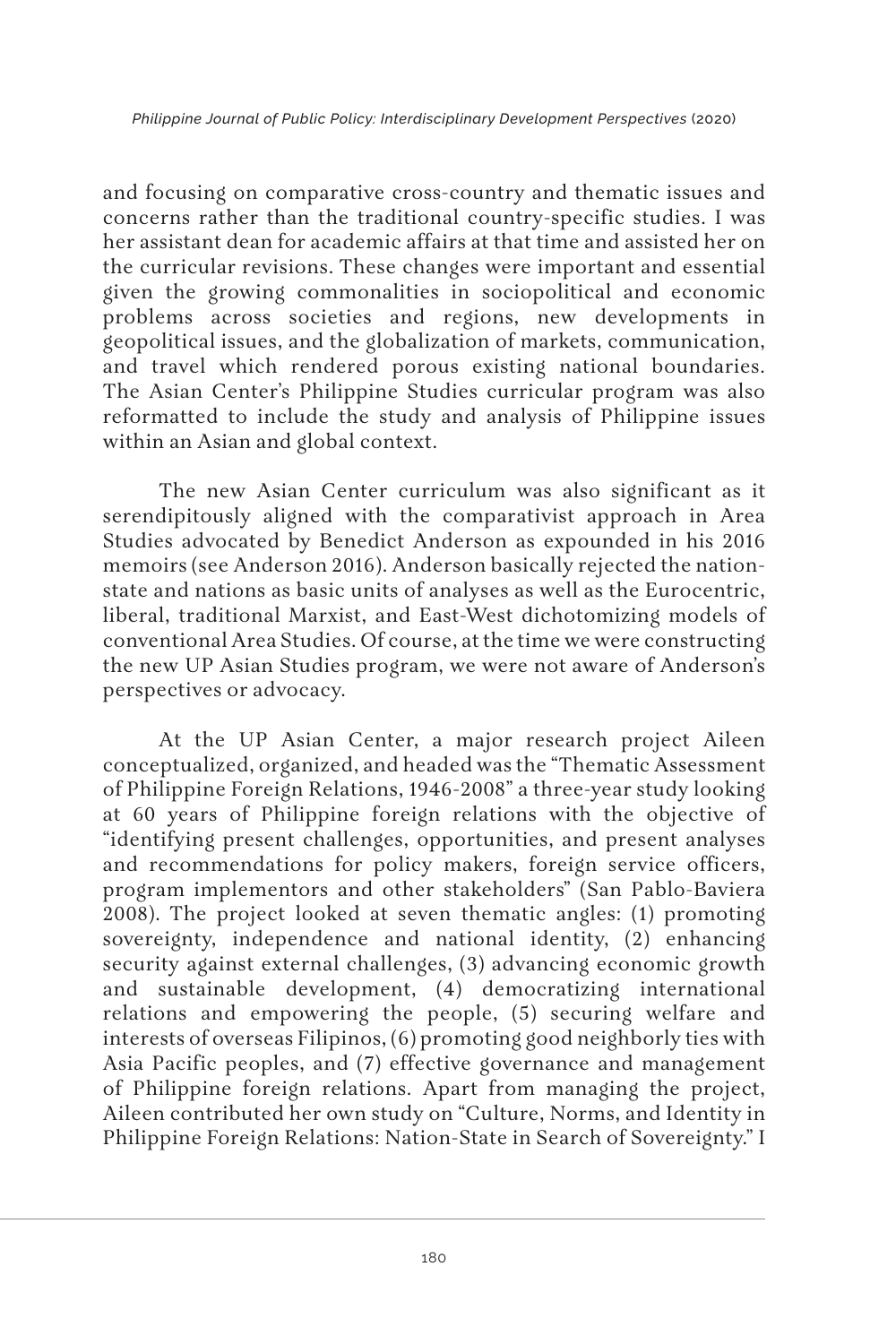and focusing on comparative cross-country and thematic issues and concerns rather than the traditional country-specific studies. I was her assistant dean for academic affairs at that time and assisted her on the curricular revisions. These changes were important and essential given the growing commonalities in sociopolitical and economic problems across societies and regions, new developments in geopolitical issues, and the globalization of markets, communication, and travel which rendered porous existing national boundaries. The Asian Center's Philippine Studies curricular program was also reformatted to include the study and analysis of Philippine issues within an Asian and global context.

The new Asian Center curriculum was also significant as it serendipitously aligned with the comparativist approach in Area Studies advocated by Benedict Anderson as expounded in his 2016 memoirs (see Anderson 2016). Anderson basically rejected the nation-state and nations as basic units of analyses as well as the Eurocentric, liberal, traditional Marxist, and East-West dichotomizing models of conventional Area Studies. Of course, at the time we were constructing the new UP Asian Studies program, we were not aware of Anderson's perspectives or advocacy.

At the UP Asian Center, a major research project Aileen conceptualized, organized, and headed was the "Thematic Assessment of Philippine Foreign Relations, 1946-2008" a three-year study looking at 60 years of Philippine foreign relations with the objective of "identifying present challenges, opportunities, and present analyses and recommendations for policy makers, foreign service officers, program implementors and other stakeholders" (San Pablo-Baviera 2008). The project looked at seven thematic angles: (1) promoting sovereignty, independence and national identity, (2) enhancing security against external challenges, (3) advancing economic growth and sustainable development, (4) democratizing international relations and empowering the people, (5) securing welfare and interests of overseas Filipinos, (6) promoting good neighborly ties with Asia Pacific peoples, and (7) effective governance and management of Philippine foreign relations. Apart from managing the project, Aileen contributed her own study on "Culture, Norms, and Identity in Philippine Foreign Relations: Nation-State in Search of Sovereignty." I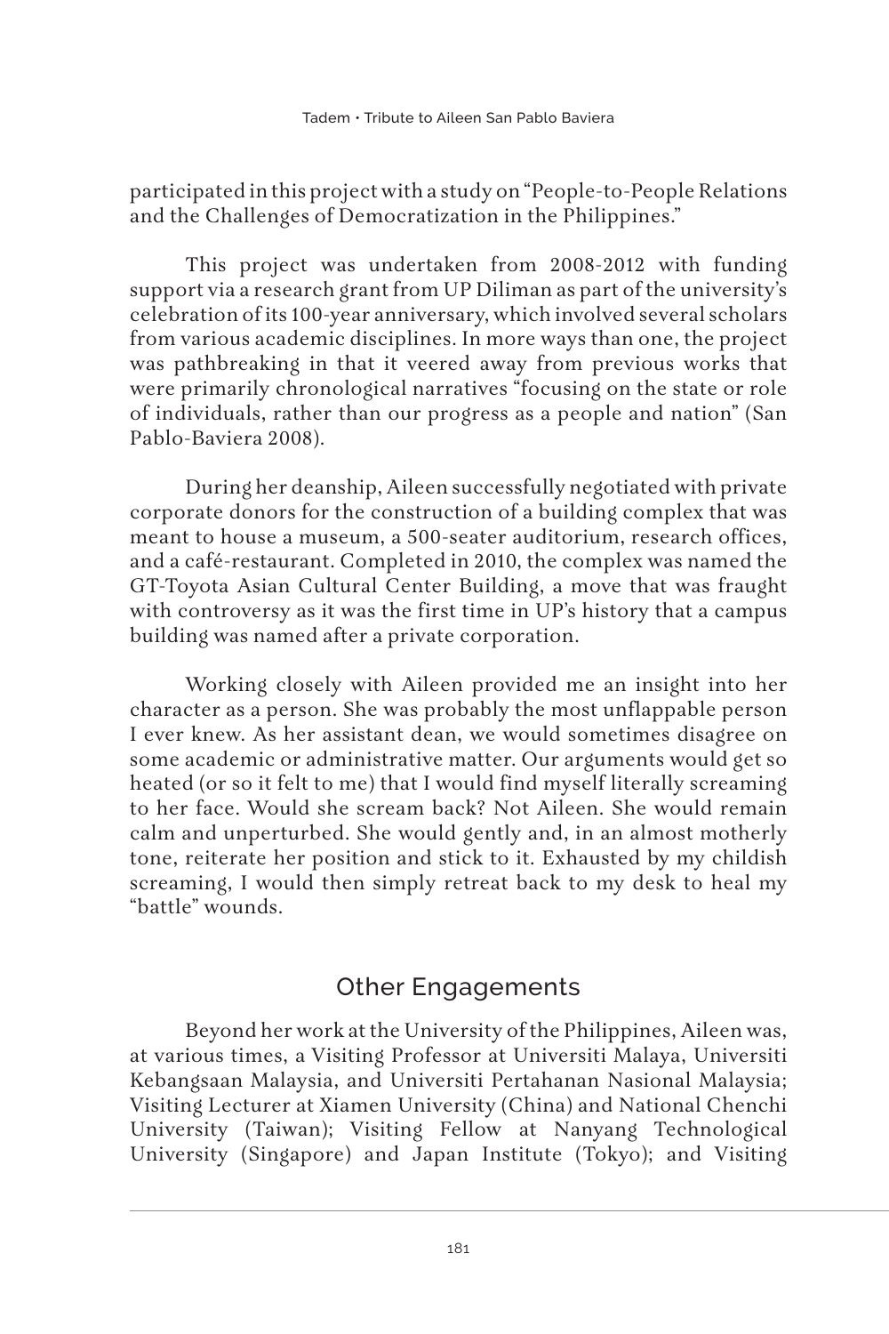participated in this project with a study on "People-to-People Relations and the Challenges of Democratization in the Philippines."

This project was undertaken from 2008-2012 with funding support via a research grant from UP Diliman as part of the university's celebration of its 100-year anniversary, which involved several scholars from various academic disciplines. In more ways than one, the project was pathbreaking in that it veered away from previous works that were primarily chronological narratives "focusing on the state or role of individuals, rather than our progress as a people and nation" (San Pablo-Baviera 2008).

During her deanship, Aileen successfully negotiated with private corporate donors for the construction of a building complex that was meant to house a museum, a 500-seater auditorium, research offices, and a café-restaurant. Completed in 2010, the complex was named the GT-Toyota Asian Cultural Center Building, a move that was fraught with controversy as it was the first time in UP's history that a campus building was named after a private corporation.

Working closely with Aileen provided me an insight into her character as a person. She was probably the most unflappable person I ever knew. As her assistant dean, we would sometimes disagree on some academic or administrative matter. Our arguments would get so heated (or so it felt to me) that I would find myself literally screaming to her face. Would she scream back? Not Aileen. She would remain calm and unperturbed. She would gently and, in an almost motherly tone, reiterate her position and stick to it. Exhausted by my childish screaming, I would then simply retreat back to my desk to heal my "battle" wounds.

## Other Engagements

Beyond her work at the University of the Philippines, Aileen was, at various times, a Visiting Professor at Universiti Malaya, Universiti Kebangsaan Malaysia, and Universiti Pertahanan Nasional Malaysia; Visiting Lecturer at Xiamen University (China) and National Chenchi University (Taiwan); Visiting Fellow at Nanyang Technological University (Singapore) and Japan Institute (Tokyo); and Visiting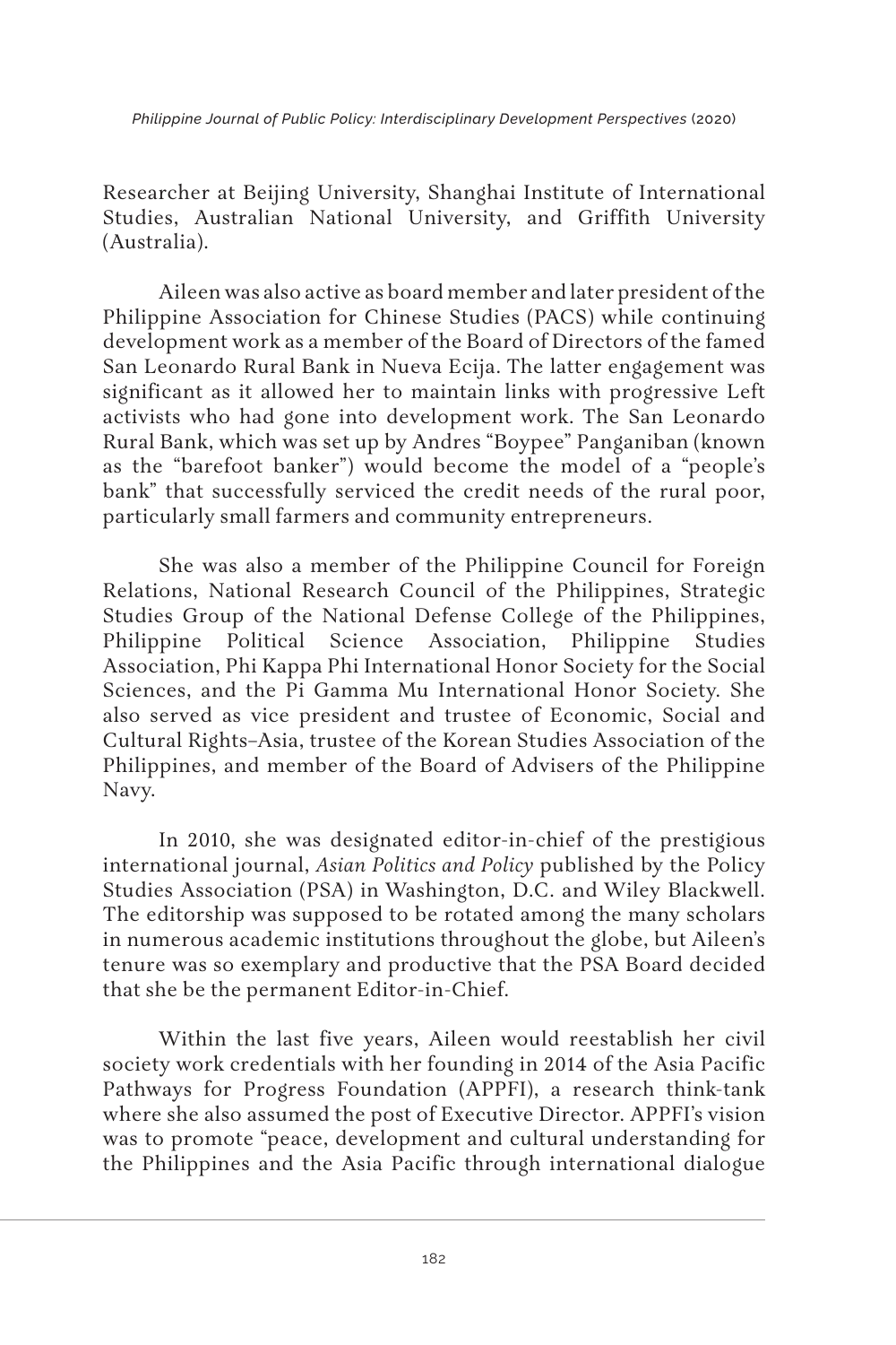Researcher at Beijing University, Shanghai Institute of International Studies, Australian National University, and Griffith University (Australia).

Aileen was also active as board member and later president of the Philippine Association for Chinese Studies (PACS) while continuing development work as a member of the Board of Directors of the famed San Leonardo Rural Bank in Nueva Ecija. The latter engagement was significant as it allowed her to maintain links with progressive Left activists who had gone into development work. The San Leonardo Rural Bank, which was set up by Andres "Boypee" Panganiban (known as the "barefoot banker") would become the model of a "people's bank" that successfully serviced the credit needs of the rural poor, particularly small farmers and community entrepreneurs.

She was also a member of the Philippine Council for Foreign Relations, National Research Council of the Philippines, Strategic Studies Group of the National Defense College of the Philippines, Philippine Political Science Association, Philippine Studies Association, Phi Kappa Phi International Honor Society for the Social Sciences, and the Pi Gamma Mu International Honor Society. She also served as vice president and trustee of Economic, Social and Cultural Rights–Asia, trustee of the Korean Studies Association of the Philippines, and member of the Board of Advisers of the Philippine Navy.

In 2010, she was designated editor-in-chief of the prestigious international journal, *Asian Politics and Policy* published by the Policy Studies Association (PSA) in Washington, D.C. and Wiley Blackwell. The editorship was supposed to be rotated among the many scholars in numerous academic institutions throughout the globe, but Aileen's tenure was so exemplary and productive that the PSA Board decided that she be the permanent Editor-in-Chief.

Within the last five years, Aileen would reestablish her civil society work credentials with her founding in 2014 of the Asia Pacific Pathways for Progress Foundation (APPFI), a research think-tank where she also assumed the post of Executive Director. APPFI's vision was to promote "peace, development and cultural understanding for the Philippines and the Asia Pacific through international dialogue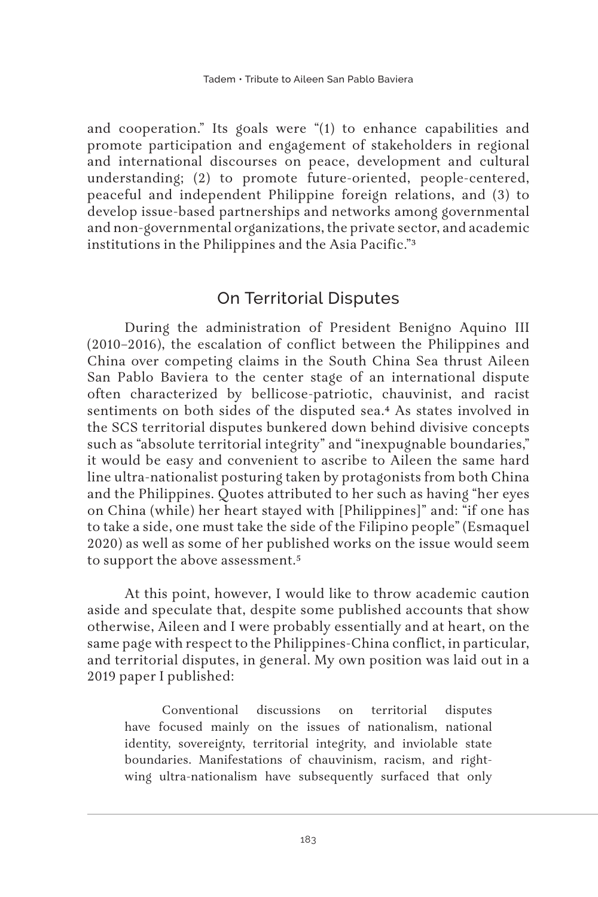and cooperation." Its goals were "(1) to enhance capabilities and promote participation and engagement of stakeholders in regional and international discourses on peace, development and cultural understanding; (2) to promote future-oriented, people-centered, peaceful and independent Philippine foreign relations, and (3) to develop issue-based partnerships and networks among governmental and non-governmental organizations, the private sector, and academic institutions in the Philippines and the Asia Pacific."[3]

## On Territorial Disputes

During the administration of President Benigno Aquino III (2010–2016), the escalation of conflict between the Philippines and China over competing claims in the South China Sea thrust Aileen San Pablo Baviera to the center stage of an international dispute often characterized by bellicose-patriotic, chauvinist, and racist sentiments on both sides of the disputed sea.[4] As states involved in the SCS territorial disputes bunkered down behind divisive concepts such as "absolute territorial integrity" and "inexpugnable boundaries," it would be easy and convenient to ascribe to Aileen the same hard line ultra-nationalist posturing taken by protagonists from both China and the Philippines. Quotes attributed to her such as having "her eyes on China (while) her heart stayed with [Philippines]" and: "if one has to take a side, one must take the side of the Filipino people" (Esmaquel 2020) as well as some of her published works on the issue would seem to support the above assessment.[5]

At this point, however, I would like to throw academic caution aside and speculate that, despite some published accounts that show otherwise, Aileen and I were probably essentially and at heart, on the same page with respect to the Philippines-China conflict, in particular, and territorial disputes, in general. My own position was laid out in a 2019 paper I published:

> Conventional discussions on territorial disputes have focused mainly on the issues of nationalism, national identity, sovereignty, territorial integrity, and inviolable state boundaries. Manifestations of chauvinism, racism, and right-wing ultra-nationalism have subsequently surfaced that only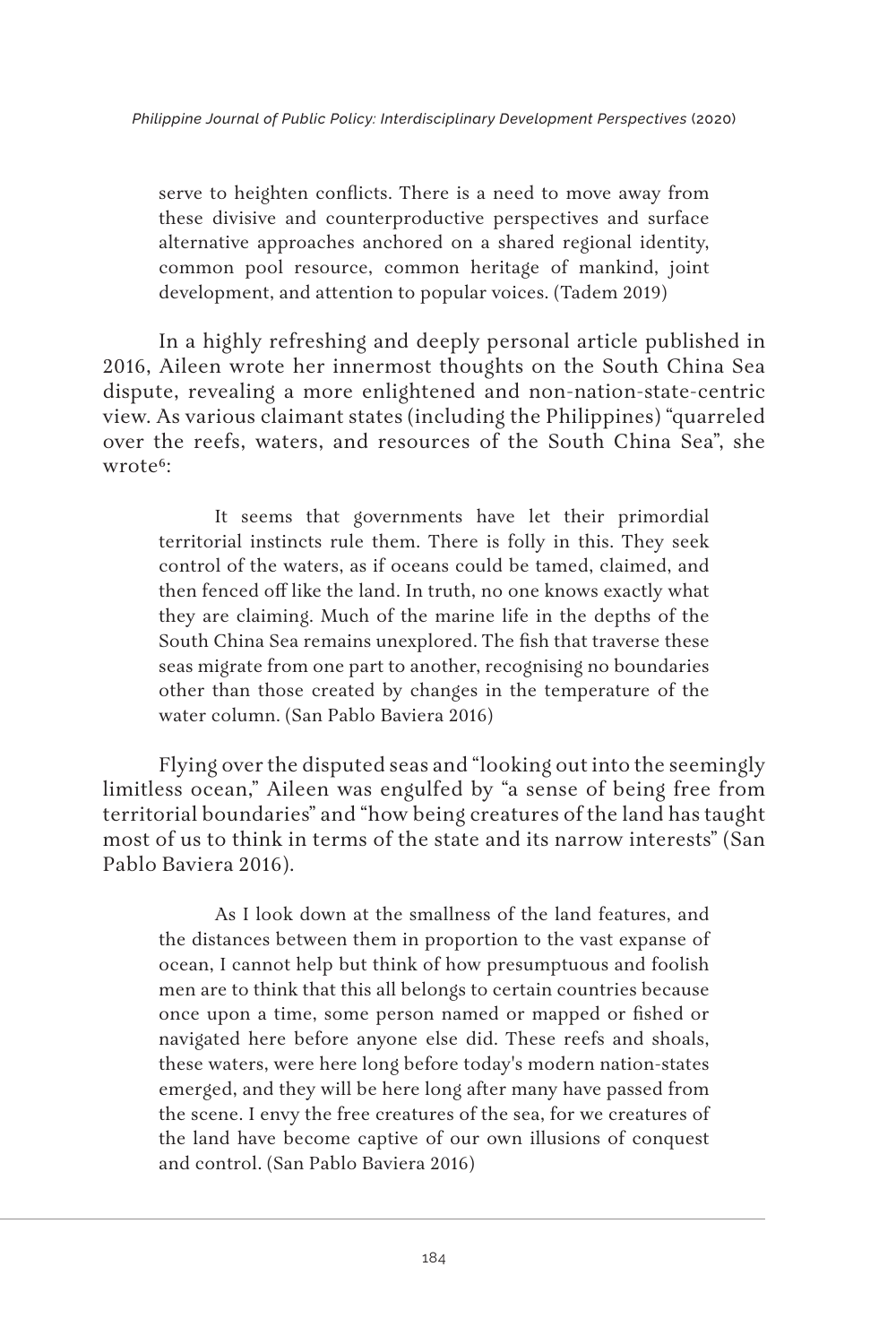> serve to heighten conflicts. There is a need to move away from these divisive and counterproductive perspectives and surface alternative approaches anchored on a shared regional identity, common pool resource, common heritage of mankind, joint development, and attention to popular voices. (Tadem 2019)

In a highly refreshing and deeply personal article published in 2016, Aileen wrote her innermost thoughts on the South China Sea dispute, revealing a more enlightened and non-nation-state-centric view. As various claimant states (including the Philippines) "quarreled over the reefs, waters, and resources of the South China Sea", she wrote[6]:

> It seems that governments have let their primordial territorial instincts rule them. There is folly in this. They seek control of the waters, as if oceans could be tamed, claimed, and then fenced off like the land. In truth, no one knows exactly what they are claiming. Much of the marine life in the depths of the South China Sea remains unexplored. The fish that traverse these seas migrate from one part to another, recognising no boundaries other than those created by changes in the temperature of the water column. (San Pablo Baviera 2016)

Flying over the disputed seas and "looking out into the seemingly limitless ocean," Aileen was engulfed by "a sense of being free from territorial boundaries" and "how being creatures of the land has taught most of us to think in terms of the state and its narrow interests" (San Pablo Baviera 2016).

> As I look down at the smallness of the land features, and the distances between them in proportion to the vast expanse of ocean, I cannot help but think of how presumptuous and foolish men are to think that this all belongs to certain countries because once upon a time, some person named or mapped or fished or navigated here before anyone else did. These reefs and shoals, these waters, were here long before today's modern nation-states emerged, and they will be here long after many have passed from the scene. I envy the free creatures of the sea, for we creatures of the land have become captive of our own illusions of conquest and control. (San Pablo Baviera 2016)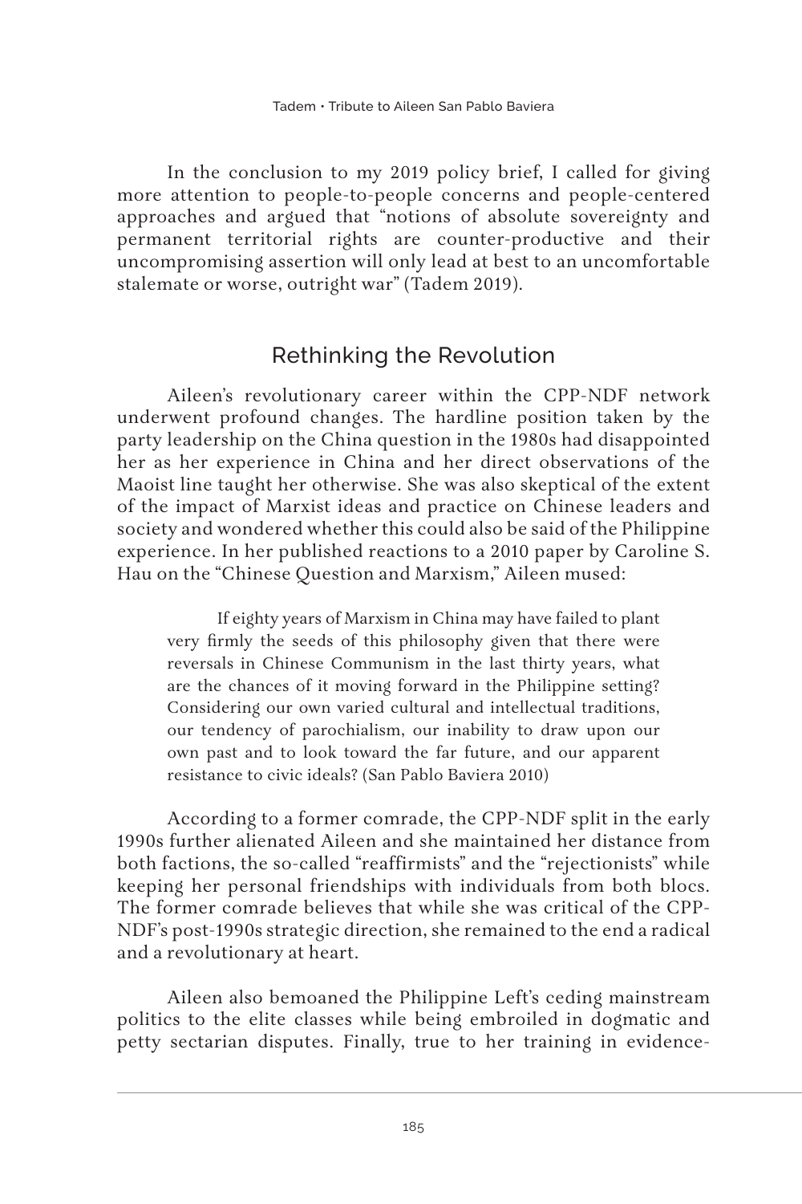In the conclusion to my 2019 policy brief, I called for giving more attention to people-to-people concerns and people-centered approaches and argued that "notions of absolute sovereignty and permanent territorial rights are counter-productive and their uncompromising assertion will only lead at best to an uncomfortable stalemate or worse, outright war" (Tadem 2019).

## Rethinking the Revolution

Aileen's revolutionary career within the CPP-NDF network underwent profound changes. The hardline position taken by the party leadership on the China question in the 1980s had disappointed her as her experience in China and her direct observations of the Maoist line taught her otherwise. She was also skeptical of the extent of the impact of Marxist ideas and practice on Chinese leaders and society and wondered whether this could also be said of the Philippine experience. In her published reactions to a 2010 paper by Caroline S. Hau on the "Chinese Question and Marxism," Aileen mused:

> If eighty years of Marxism in China may have failed to plant very firmly the seeds of this philosophy given that there were reversals in Chinese Communism in the last thirty years, what are the chances of it moving forward in the Philippine setting? Considering our own varied cultural and intellectual traditions, our tendency of parochialism, our inability to draw upon our own past and to look toward the far future, and our apparent resistance to civic ideals? (San Pablo Baviera 2010)

According to a former comrade, the CPP-NDF split in the early 1990s further alienated Aileen and she maintained her distance from both factions, the so-called "reaffirmists" and the "rejectionists" while keeping her personal friendships with individuals from both blocs. The former comrade believes that while she was critical of the CPP-NDF's post-1990s strategic direction, she remained to the end a radical and a revolutionary at heart.

Aileen also bemoaned the Philippine Left's ceding mainstream politics to the elite classes while being embroiled in dogmatic and petty sectarian disputes. Finally, true to her training in evidence-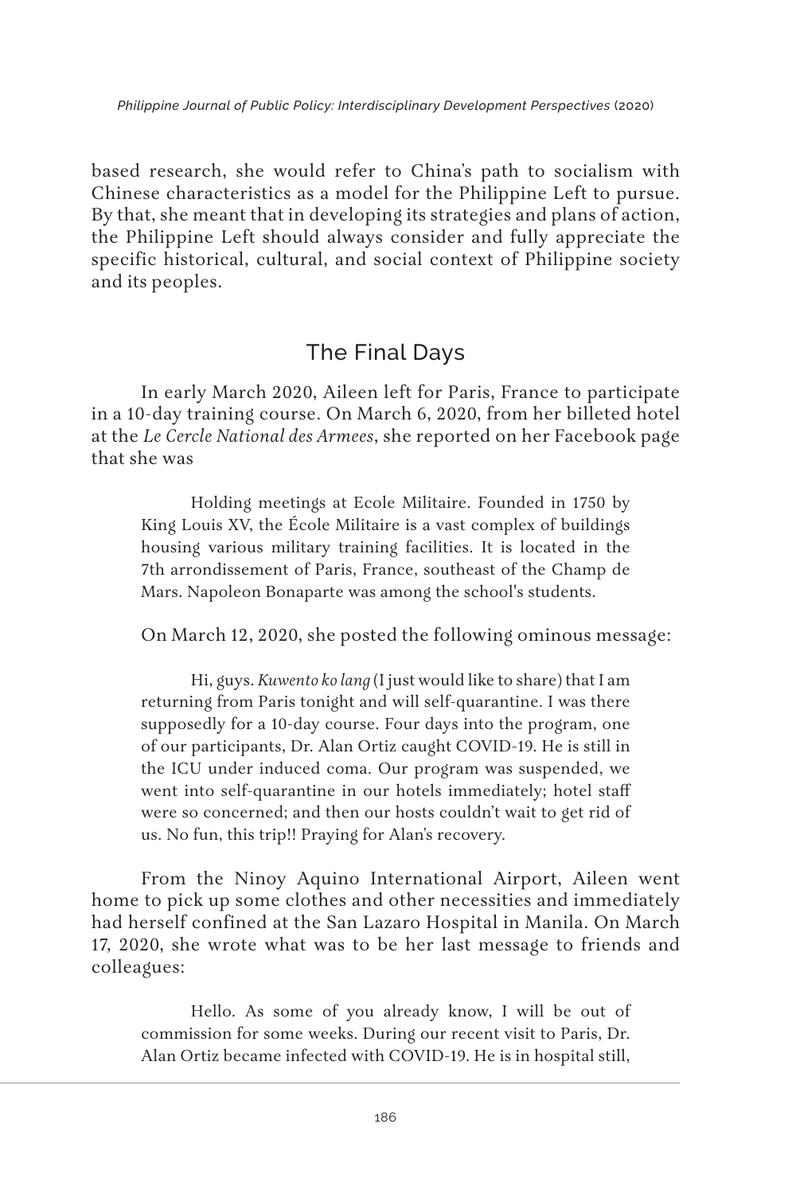based research, she would refer to China's path to socialism with Chinese characteristics as a model for the Philippine Left to pursue. By that, she meant that in developing its strategies and plans of action, the Philippine Left should always consider and fully appreciate the specific historical, cultural, and social context of Philippine society and its peoples.

## The Final Days

In early March 2020, Aileen left for Paris, France to participate in a 10-day training course. On March 6, 2020, from her billeted hotel at the *Le Cercle National des Armees*, she reported on her Facebook page that she was

> Holding meetings at Ecole Militaire. Founded in 1750 by King Louis XV, the École Militaire is a vast complex of buildings housing various military training facilities. It is located in the 7th arrondissement of Paris, France, southeast of the Champ de Mars. Napoleon Bonaparte was among the school's students.

On March 12, 2020, she posted the following ominous message:

> Hi, guys. *Kuwento ko lang* (I just would like to share) that I am returning from Paris tonight and will self-quarantine. I was there supposedly for a 10-day course. Four days into the program, one of our participants, Dr. Alan Ortiz caught COVID-19. He is still in the ICU under induced coma. Our program was suspended, we went into self-quarantine in our hotels immediately; hotel staff were so concerned; and then our hosts couldn't wait to get rid of us. No fun, this trip!! Praying for Alan's recovery.

From the Ninoy Aquino International Airport, Aileen went home to pick up some clothes and other necessities and immediately had herself confined at the San Lazaro Hospital in Manila. On March 17, 2020, she wrote what was to be her last message to friends and colleagues:

> Hello. As some of you already know, I will be out of commission for some weeks. During our recent visit to Paris, Dr. Alan Ortiz became infected with COVID-19. He is in hospital still,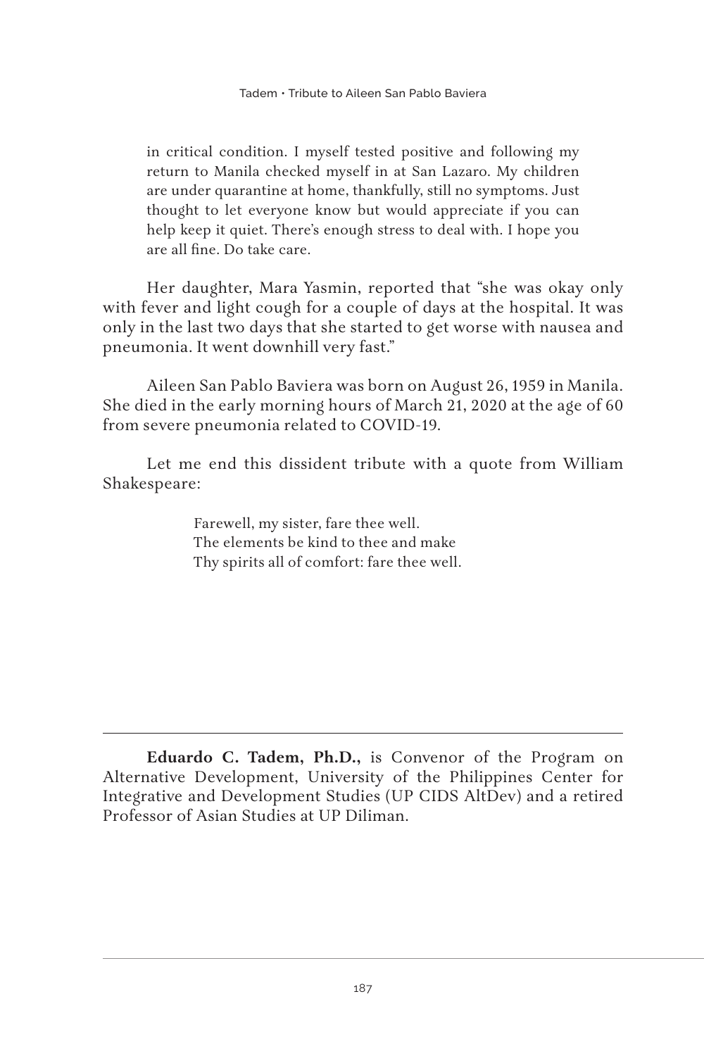> in critical condition. I myself tested positive and following my return to Manila checked myself in at San Lazaro. My children are under quarantine at home, thankfully, still no symptoms. Just thought to let everyone know but would appreciate if you can help keep it quiet. There's enough stress to deal with. I hope you are all fine. Do take care.

Her daughter, Mara Yasmin, reported that "she was okay only with fever and light cough for a couple of days at the hospital. It was only in the last two days that she started to get worse with nausea and pneumonia. It went downhill very fast."

Aileen San Pablo Baviera was born on August 26, 1959 in Manila. She died in the early morning hours of March 21, 2020 at the age of 60 from severe pneumonia related to COVID-19.

Let me end this dissident tribute with a quote from William Shakespeare:

> Farewell, my sister, fare thee well.
> The elements be kind to thee and make
> Thy spirits all of comfort: fare thee well.

---

**Eduardo C. Tadem, Ph.D.,** is Convenor of the Program on Alternative Development, University of the Philippines Center for Integrative and Development Studies (UP CIDS AltDev) and a retired Professor of Asian Studies at UP Diliman.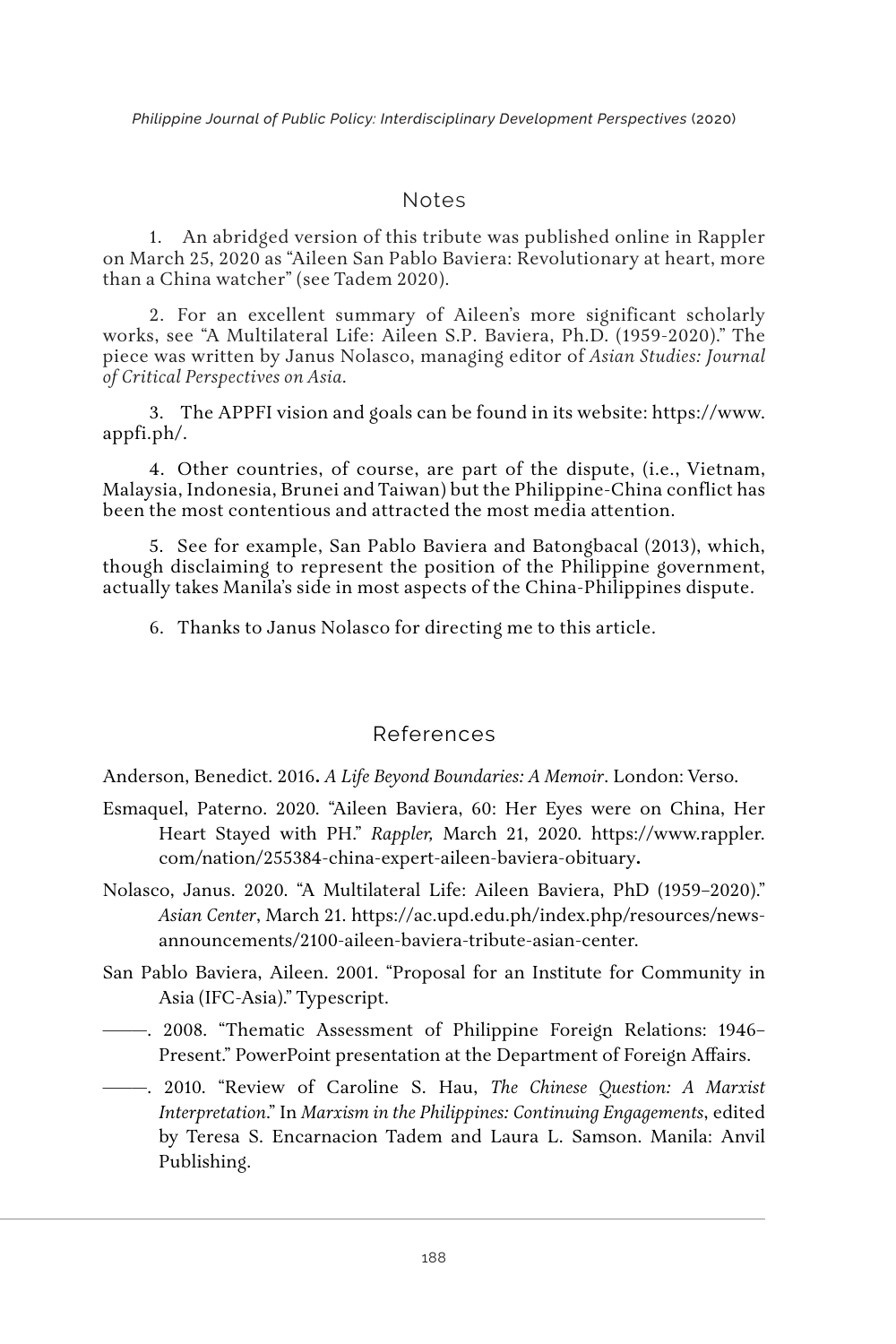## Notes

1. An abridged version of this tribute was published online in Rappler on March 25, 2020 as "Aileen San Pablo Baviera: Revolutionary at heart, more than a China watcher" (see Tadem 2020).

2. For an excellent summary of Aileen's more significant scholarly works, see "A Multilateral Life: Aileen S.P. Baviera, Ph.D. (1959-2020)." The piece was written by Janus Nolasco, managing editor of *Asian Studies: Journal of Critical Perspectives on Asia*.

3. The APPFI vision and goals can be found in its website: https://www.appfi.ph/.

4. Other countries, of course, are part of the dispute, (i.e., Vietnam, Malaysia, Indonesia, Brunei and Taiwan) but the Philippine-China conflict has been the most contentious and attracted the most media attention.

5. See for example, San Pablo Baviera and Batongbacal (2013), which, though disclaiming to represent the position of the Philippine government, actually takes Manila's side in most aspects of the China-Philippines dispute.

6. Thanks to Janus Nolasco for directing me to this article.

## References

Anderson, Benedict. 2016**.** *A Life Beyond Boundaries: A Memoir*. London: Verso.

Esmaquel, Paterno. 2020. "Aileen Baviera, 60: Her Eyes were on China, Her Heart Stayed with PH." *Rappler,* March 21, 2020. https://www.rappler.com/nation/255384-china-expert-aileen-baviera-obituary**.**

Nolasco, Janus. 2020. "A Multilateral Life: Aileen Baviera, PhD (1959–2020)." *Asian Center*, March 21. https://ac.upd.edu.ph/index.php/resources/news-announcements/2100-aileen-baviera-tribute-asian-center.

San Pablo Baviera, Aileen. 2001. "Proposal for an Institute for Community in Asia (IFC-Asia)." Typescript.

———. 2008. "Thematic Assessment of Philippine Foreign Relations: 1946–Present." PowerPoint presentation at the Department of Foreign Affairs.

———. 2010. "Review of Caroline S. Hau, *The Chinese Question: A Marxist Interpretation*." In *Marxism in the Philippines: Continuing Engagements*, edited by Teresa S. Encarnacion Tadem and Laura L. Samson. Manila: Anvil Publishing.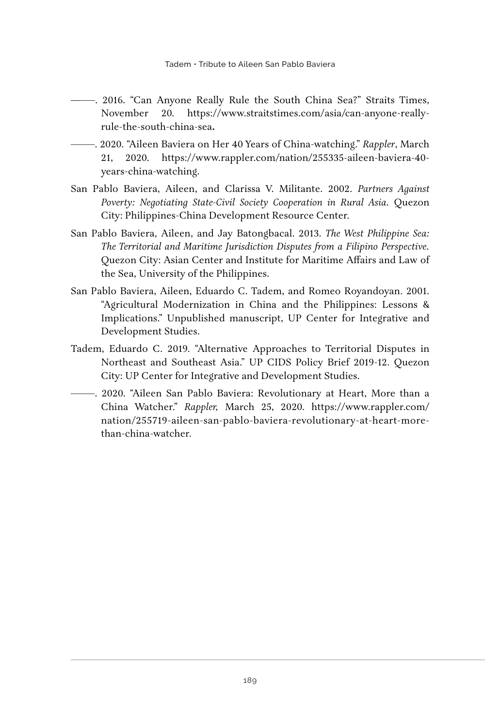———. 2016. “Can Anyone Really Rule the South China Sea?” Straits Times, November 20. https://www.straitstimes.com/asia/can-anyone-really-rule-the-south-china-sea.

———. 2020. “Aileen Baviera on Her 40 Years of China-watching.” *Rappler*, March 21, 2020. https://www.rappler.com/nation/255335-aileen-baviera-40-years-china-watching.

San Pablo Baviera, Aileen, and Clarissa V. Militante. 2002. *Partners Against Poverty: Negotiating State-Civil Society Cooperation in Rural Asia*. Quezon City: Philippines-China Development Resource Center.

San Pablo Baviera, Aileen, and Jay Batongbacal. 2013. *The West Philippine Sea: The Territorial and Maritime Jurisdiction Disputes from a Filipino Perspective*. Quezon City: Asian Center and Institute for Maritime Affairs and Law of the Sea, University of the Philippines.

San Pablo Baviera, Aileen, Eduardo C. Tadem, and Romeo Royandoyan. 2001. “Agricultural Modernization in China and the Philippines: Lessons & Implications.” Unpublished manuscript, UP Center for Integrative and Development Studies.

Tadem, Eduardo C. 2019. “Alternative Approaches to Territorial Disputes in Northeast and Southeast Asia.” UP CIDS Policy Brief 2019-12. Quezon City: UP Center for Integrative and Development Studies.

———. 2020. “Aileen San Pablo Baviera: Revolutionary at Heart, More than a China Watcher.” *Rappler,* March 25, 2020. https://www.rappler.com/nation/255719-aileen-san-pablo-baviera-revolutionary-at-heart-more-than-china-watcher.